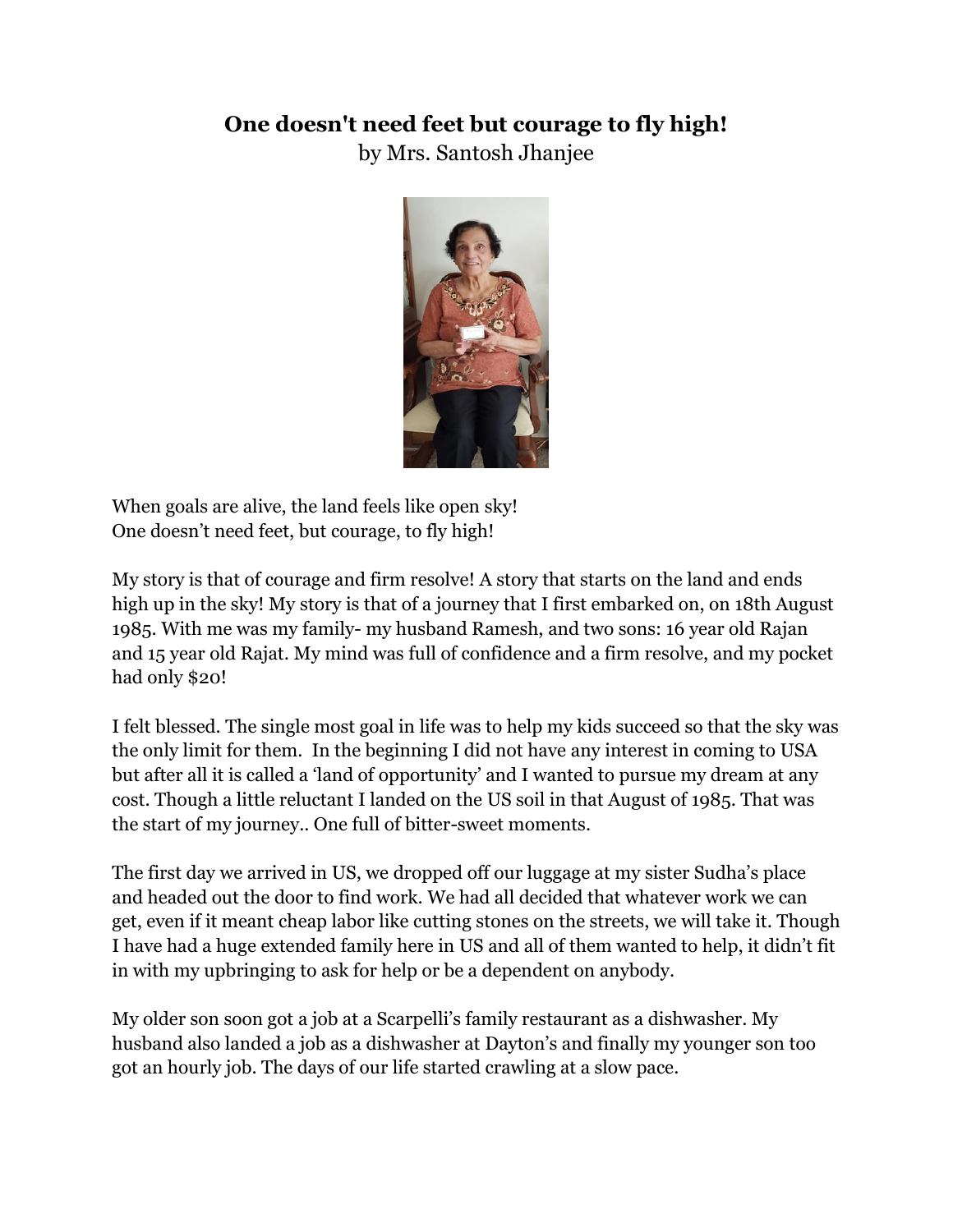**One doesn't need feet but courage to fly high!**

by Mrs. Santosh Jhanjee

When goals are alive, the land feels like open sky!
One doesn't need feet, but courage, to fly high!

My story is that of courage and firm resolve! A story that starts on the land and ends high up in the sky! My story is that of a journey that I first embarked on, on 18th August 1985. With me was my family- my husband Ramesh, and two sons: 16 year old Rajan and 15 year old Rajat. My mind was full of confidence and a firm resolve, and my pocket had only $20!

I felt blessed. The single most goal in life was to help my kids succeed so that the sky was the only limit for them. In the beginning I did not have any interest in coming to USA but after all it is called a 'land of opportunity' and I wanted to pursue my dream at any cost. Though a little reluctant I landed on the US soil in that August of 1985. That was the start of my journey.. One full of bitter-sweet moments.

The first day we arrived in US, we dropped off our luggage at my sister Sudha's place and headed out the door to find work. We had all decided that whatever work we can get, even if it meant cheap labor like cutting stones on the streets, we will take it. Though I have had a huge extended family here in US and all of them wanted to help, it didn't fit in with my upbringing to ask for help or be a dependent on anybody.

My older son soon got a job at a Scarpelli's family restaurant as a dishwasher. My husband also landed a job as a dishwasher at Dayton's and finally my younger son too got an hourly job. The days of our life started crawling at a slow pace.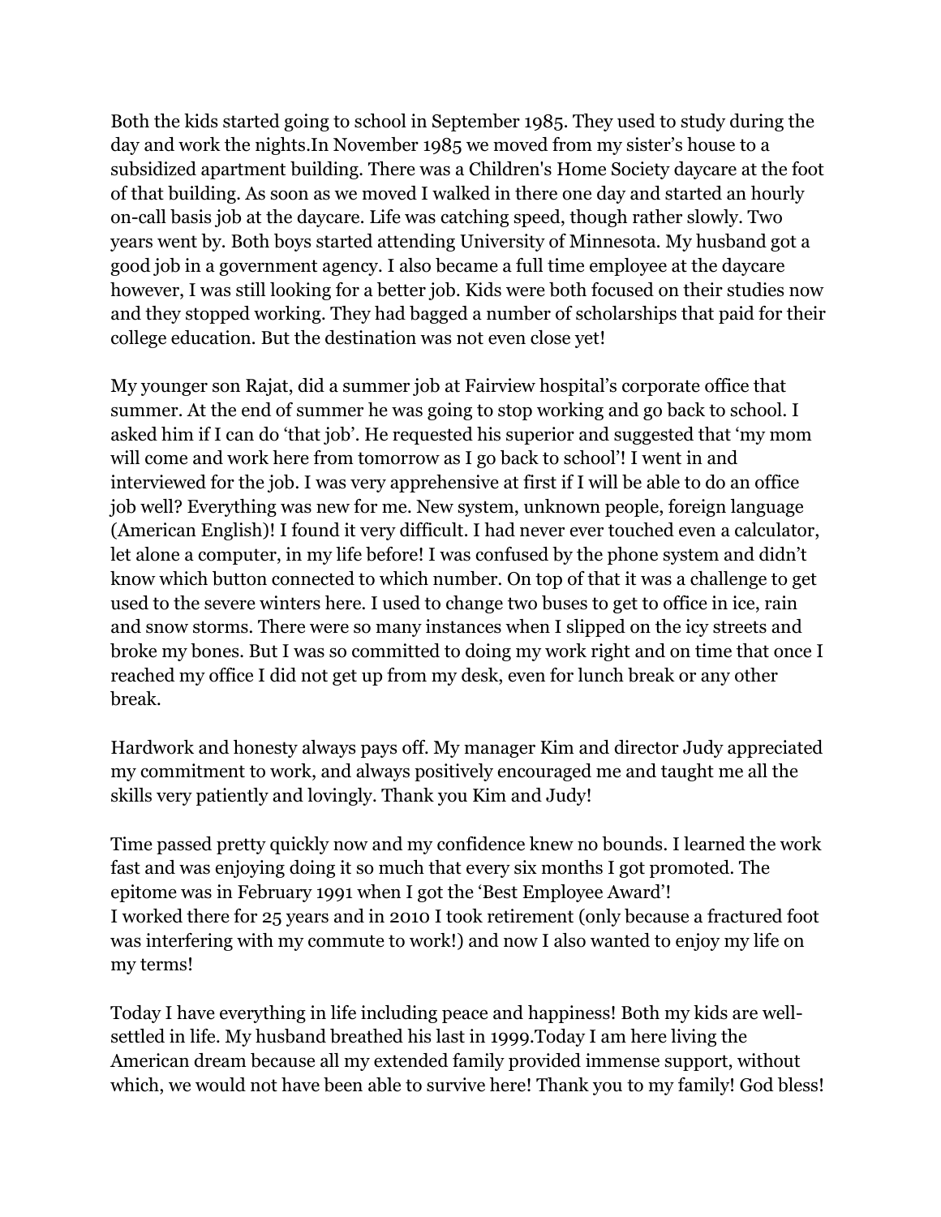Both the kids started going to school in September 1985. They used to study during the day and work the nights.In November 1985 we moved from my sister's house to a subsidized apartment building. There was a Children's Home Society daycare at the foot of that building. As soon as we moved I walked in there one day and started an hourly on-call basis job at the daycare. Life was catching speed, though rather slowly. Two years went by. Both boys started attending University of Minnesota. My husband got a good job in a government agency. I also became a full time employee at the daycare however, I was still looking for a better job. Kids were both focused on their studies now and they stopped working. They had bagged a number of scholarships that paid for their college education. But the destination was not even close yet!

My younger son Rajat, did a summer job at Fairview hospital's corporate office that summer. At the end of summer he was going to stop working and go back to school. I asked him if I can do 'that job'. He requested his superior and suggested that 'my mom will come and work here from tomorrow as I go back to school'! I went in and interviewed for the job. I was very apprehensive at first if I will be able to do an office job well? Everything was new for me. New system, unknown people, foreign language (American English)! I found it very difficult. I had never ever touched even a calculator, let alone a computer, in my life before! I was confused by the phone system and didn't know which button connected to which number. On top of that it was a challenge to get used to the severe winters here. I used to change two buses to get to office in ice, rain and snow storms. There were so many instances when I slipped on the icy streets and broke my bones. But I was so committed to doing my work right and on time that once I reached my office I did not get up from my desk, even for lunch break or any other break.

Hardwork and honesty always pays off. My manager Kim and director Judy appreciated my commitment to work, and always positively encouraged me and taught me all the skills very patiently and lovingly. Thank you Kim and Judy!

Time passed pretty quickly now and my confidence knew no bounds. I learned the work fast and was enjoying doing it so much that every six months I got promoted. The epitome was in February 1991 when I got the 'Best Employee Award'!
I worked there for 25 years and in 2010 I took retirement (only because a fractured foot was interfering with my commute to work!) and now I also wanted to enjoy my life on my terms!

Today I have everything in life including peace and happiness! Both my kids are well-settled in life. My husband breathed his last in 1999.Today I am here living the American dream because all my extended family provided immense support, without which, we would not have been able to survive here! Thank you to my family! God bless!